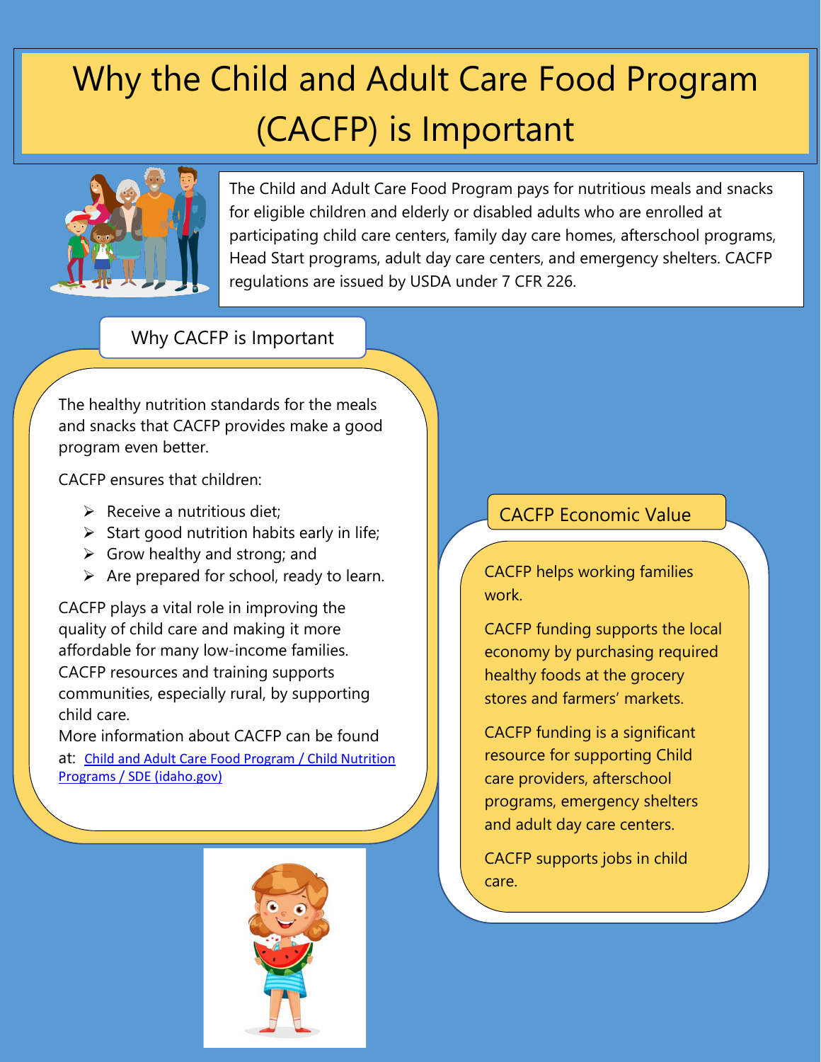# Why the Child and Adult Care Food Program (CACFP) is Important

The Child and Adult Care Food Program pays for nutritious meals and snacks for eligible children and elderly or disabled adults who are enrolled at participating child care centers, family day care homes, afterschool programs, Head Start programs, adult day care centers, and emergency shelters. CACFP regulations are issued by USDA under 7 CFR 226.

## Why CACFP is Important

The healthy nutrition standards for the meals and snacks that CACFP provides make a good program even better.

CACFP ensures that children:

- Receive a nutritious diet;
- Start good nutrition habits early in life;
- Grow healthy and strong; and
- Are prepared for school, ready to learn.

CACFP plays a vital role in improving the quality of child care and making it more affordable for many low-income families. CACFP resources and training supports communities, especially rural, by supporting child care.

More information about CACFP can be found at: [Child and Adult Care Food Program / Child Nutrition Programs / SDE (idaho.gov)]

## CACFP Economic Value

CACFP helps working families work.

CACFP funding supports the local economy by purchasing required healthy foods at the grocery stores and farmers' markets.

CACFP funding is a significant resource for supporting Child care providers, afterschool programs, emergency shelters and adult day care centers.

CACFP supports jobs in child care.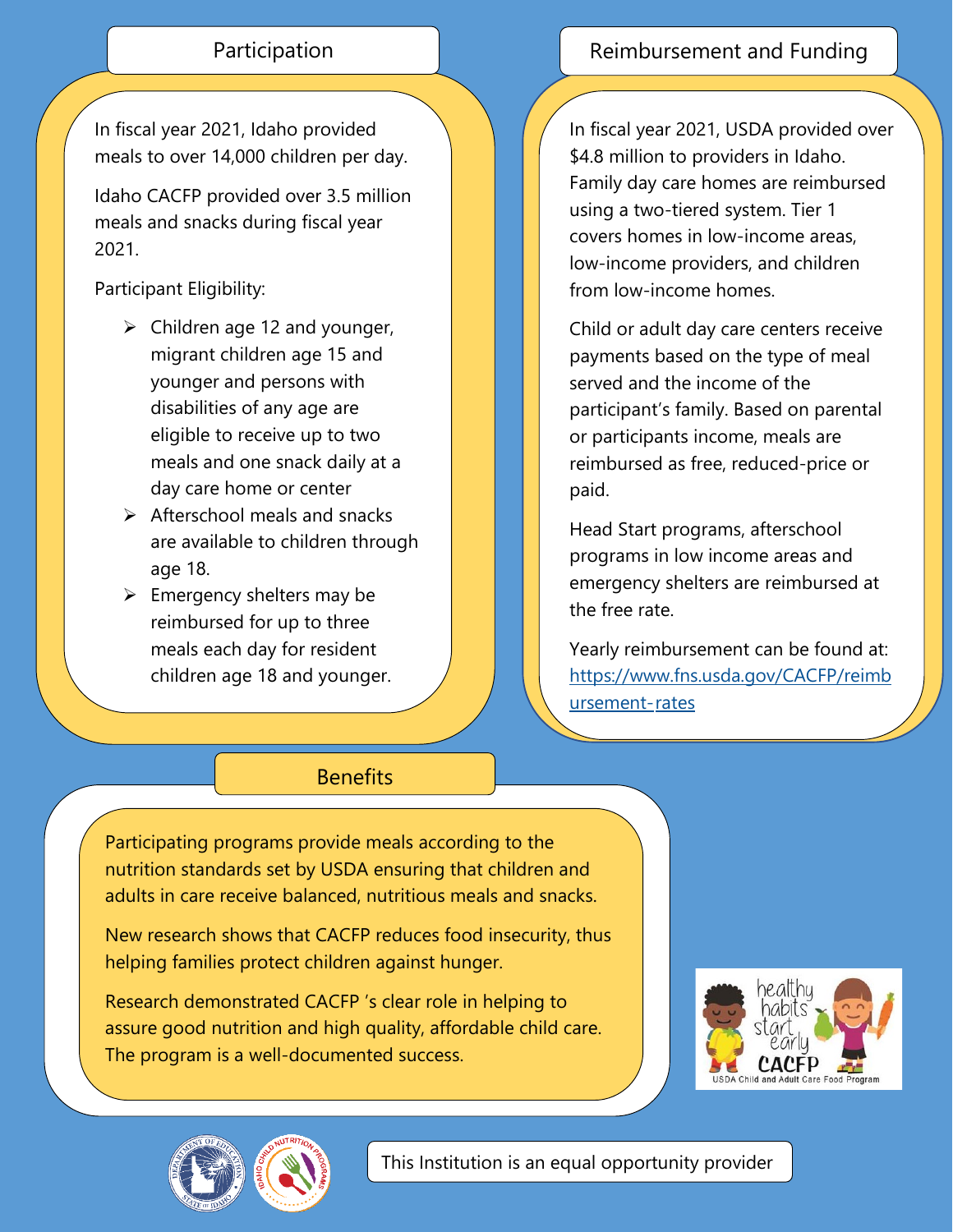## Participation

In fiscal year 2021, Idaho provided meals to over 14,000 children per day.

Idaho CACFP provided over 3.5 million meals and snacks during fiscal year 2021.

Participant Eligibility:

- Children age 12 and younger, migrant children age 15 and younger and persons with disabilities of any age are eligible to receive up to two meals and one snack daily at a day care home or center
- Afterschool meals and snacks are available to children through age 18.
- Emergency shelters may be reimbursed for up to three meals each day for resident children age 18 and younger.

## Reimbursement and Funding

In fiscal year 2021, USDA provided over $4.8 million to providers in Idaho. Family day care homes are reimbursed using a two-tiered system. Tier 1 covers homes in low-income areas, low-income providers, and children from low-income homes.

Child or adult day care centers receive payments based on the type of meal served and the income of the participant's family. Based on parental or participants income, meals are reimbursed as free, reduced-price or paid.

Head Start programs, afterschool programs in low income areas and emergency shelters are reimbursed at the free rate.

Yearly reimbursement can be found at: https://www.fns.usda.gov/CACFP/reimbursement-rates

## Benefits

Participating programs provide meals according to the nutrition standards set by USDA ensuring that children and adults in care receive balanced, nutritious meals and snacks.

New research shows that CACFP reduces food insecurity, thus helping families protect children against hunger.

Research demonstrated CACFP 's clear role in helping to assure good nutrition and high quality, affordable child care. The program is a well-documented success.

healthy habits start early CACFP USDA Child and Adult Care Food Program

This Institution is an equal opportunity provider